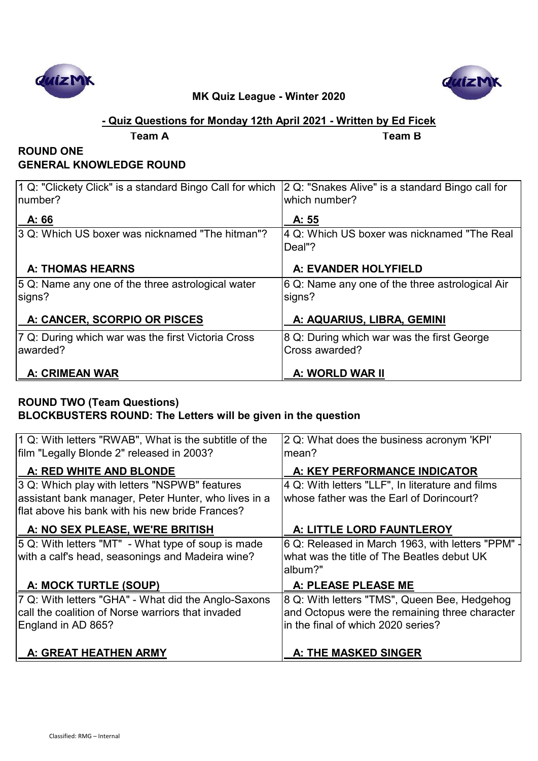**MK Quiz League - Winter 2020**

**- Quiz Questions for Monday 12th April 2021 - Written by Ed Ficek**

**Team A** **Team B**

## ROUND ONE
## GENERAL KNOWLEDGE ROUND

| Team A | Team B |
|---|---|
| 1 Q: "Clickety Click" is a standard Bingo Call for which number?<br>**A: 66** | 2 Q: "Snakes Alive" is a standard Bingo call for which number?<br>**A: 55** |
| 3 Q: Which US boxer was nicknamed "The hitman"?<br>**A: THOMAS HEARNS** | 4 Q: Which US boxer was nicknamed "The Real Deal"?<br>**A: EVANDER HOLYFIELD** |
| 5 Q: Name any one of the three astrological water signs?<br>**A: CANCER, SCORPIO OR PISCES** | 6 Q: Name any one of the three astrological Air signs?<br>**A: AQUARIUS, LIBRA, GEMINI** |
| 7 Q: During which war was the first Victoria Cross awarded?<br>**A: CRIMEAN WAR** | 8 Q: During which war was the first George Cross awarded?<br>**A: WORLD WAR II** |

## ROUND TWO (Team Questions)
## BLOCKBUSTERS ROUND: The Letters will be given in the question

| Team A | Team B |
|---|---|
| 1 Q: With letters "RWAB", What is the subtitle of the film "Legally Blonde 2" released in 2003?<br>**A: RED WHITE AND BLONDE** | 2 Q: What does the business acronym 'KPI' mean?<br>**A: KEY PERFORMANCE INDICATOR** |
| 3 Q: Which play with letters "NSPWB" features assistant bank manager, Peter Hunter, who lives in a flat above his bank with his new bride Frances?<br>**A: NO SEX PLEASE, WE'RE BRITISH** | 4 Q: With letters "LLF", In literature and films whose father was the Earl of Dorincourt?<br>**A: LITTLE LORD FAUNTLEROY** |
| 5 Q: With letters "MT" - What type of soup is made with a calf's head, seasonings and Madeira wine?<br>**A: MOCK TURTLE (SOUP)** | 6 Q: Released in March 1963, with letters "PPM" - what was the title of The Beatles debut UK album?"<br>**A: PLEASE PLEASE ME** |
| 7 Q: With letters "GHA" - What did the Anglo-Saxons call the coalition of Norse warriors that invaded England in AD 865?<br>**A: GREAT HEATHEN ARMY** | 8 Q: With letters "TMS", Queen Bee, Hedgehog and Octopus were the remaining three character in the final of which 2020 series?<br>**A: THE MASKED SINGER** |

Classified: RMG – Internal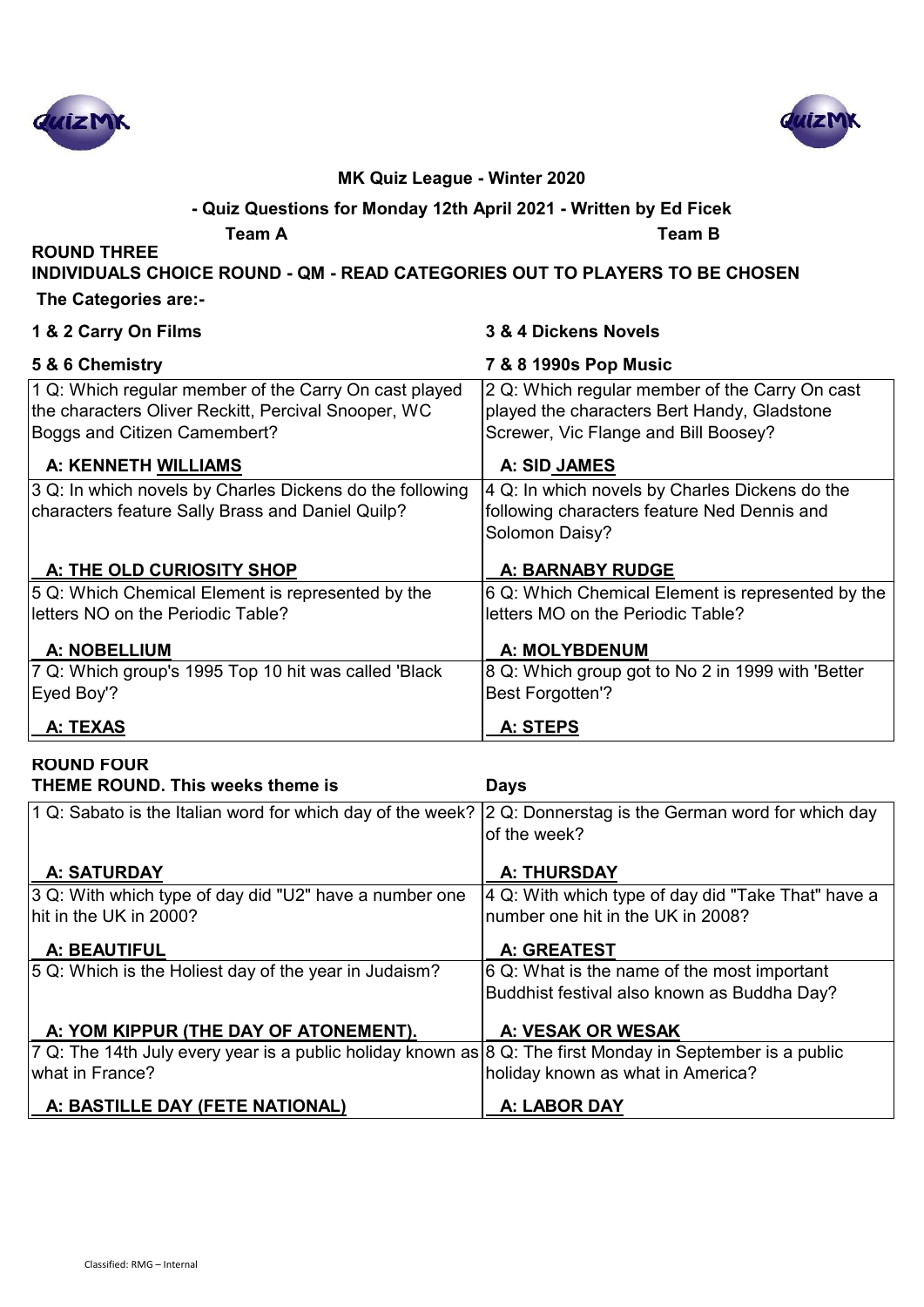**MK Quiz League - Winter 2020**

**- Quiz Questions for Monday 12th April 2021 - Written by Ed Ficek**

**Team A** **Team B**

**ROUND THREE**

**INDIVIDUALS CHOICE ROUND - QM - READ CATEGORIES OUT TO PLAYERS TO BE CHOSEN**

**The Categories are:-**

**1 & 2 Carry On Films** **3 & 4 Dickens Novels**

**5 & 6 Chemistry** **7 & 8 1990s Pop Music**

| Team A | Team B |
|---|---|
| 1 Q: Which regular member of the Carry On cast played the characters Oliver Reckitt, Percival Snooper, WC Boggs and Citizen Camembert?<br><br>**A: KENNETH WILLIAMS** | 2 Q: Which regular member of the Carry On cast played the characters Bert Handy, Gladstone Screwer, Vic Flange and Bill Boosey?<br><br>**A: SID JAMES** |
| 3 Q: In which novels by Charles Dickens do the following characters feature Sally Brass and Daniel Quilp?<br><br>**A: THE OLD CURIOSITY SHOP** | 4 Q: In which novels by Charles Dickens do the following characters feature Ned Dennis and Solomon Daisy?<br><br>**A: BARNABY RUDGE** |
| 5 Q: Which Chemical Element is represented by the letters NO on the Periodic Table?<br><br>**A: NOBELLIUM** | 6 Q: Which Chemical Element is represented by the letters MO on the Periodic Table?<br><br>**A: MOLYBDENUM** |
| 7 Q: Which group's 1995 Top 10 hit was called 'Black Eyed Boy'?<br><br>**A: TEXAS** | 8 Q: Which group got to No 2 in 1999 with 'Better Best Forgotten'?<br><br>**A: STEPS** |

**ROUND FOUR**

**THEME ROUND. This weeks theme is** **Days**

| Team A | Team B |
|---|---|
| 1 Q: Sabato is the Italian word for which day of the week?<br><br>**A: SATURDAY** | 2 Q: Donnerstag is the German word for which day of the week?<br><br>**A: THURSDAY** |
| 3 Q: With which type of day did "U2" have a number one hit in the UK in 2000?<br><br>**A: BEAUTIFUL** | 4 Q: With which type of day did "Take That" have a number one hit in the UK in 2008?<br><br>**A: GREATEST** |
| 5 Q: Which is the Holiest day of the year in Judaism?<br><br>**A: YOM KIPPUR (THE DAY OF ATONEMENT).** | 6 Q: What is the name of the most important Buddhist festival also known as Buddha Day?<br><br>**A: VESAK OR WESAK** |
| 7 Q: The 14th July every year is a public holiday known as what in France?<br><br>**A: BASTILLE DAY (FETE NATIONAL)** | 8 Q: The first Monday in September is a public holiday known as what in America?<br><br>**A: LABOR DAY** |

Classified: RMG – Internal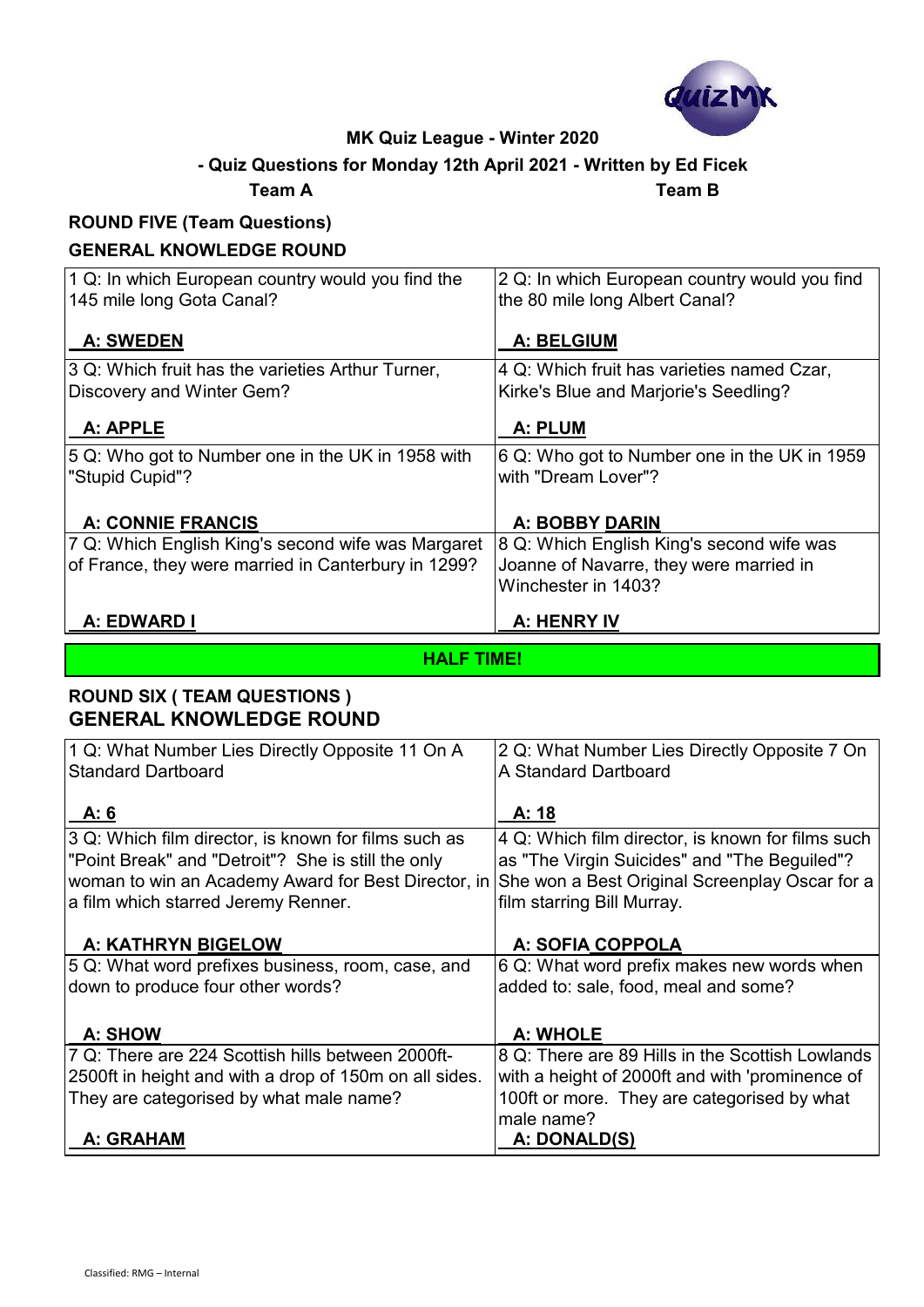**MK Quiz League - Winter 2020**

**- Quiz Questions for Monday 12th April 2021 - Written by Ed Ficek**

| **Team A** | **Team B** |
|---|---|

## ROUND FIVE (Team Questions)

### GENERAL KNOWLEDGE ROUND

| | |
|---|---|
| 1 Q: In which European country would you find the 145 mile long Gota Canal?<br><br>**A: SWEDEN** | 2 Q: In which European country would you find the 80 mile long Albert Canal?<br><br>**A: BELGIUM** |
| 3 Q: Which fruit has the varieties Arthur Turner, Discovery and Winter Gem?<br><br>**A: APPLE** | 4 Q: Which fruit has varieties named Czar, Kirke's Blue and Marjorie's Seedling?<br><br>**A: PLUM** |
| 5 Q: Who got to Number one in the UK in 1958 with "Stupid Cupid"?<br><br>**A: CONNIE FRANCIS** | 6 Q: Who got to Number one in the UK in 1959 with "Dream Lover"?<br><br>**A: BOBBY DARIN** |
| 7 Q: Which English King's second wife was Margaret of France, they were married in Canterbury in 1299?<br><br>**A: EDWARD I** | 8 Q: Which English King's second wife was Joanne of Navarre, they were married in Winchester in 1403?<br><br>**A: HENRY IV** |

**HALF TIME!**

## ROUND SIX ( TEAM QUESTIONS )

### GENERAL KNOWLEDGE ROUND

| | |
|---|---|
| 1 Q: What Number Lies Directly Opposite 11 On A Standard Dartboard<br><br>**A: 6** | 2 Q: What Number Lies Directly Opposite 7 On A Standard Dartboard<br><br>**A: 18** |
| 3 Q: Which film director, is known for films such as "Point Break" and "Detroit"? She is still the only woman to win an Academy Award for Best Director, in a film which starred Jeremy Renner.<br><br>**A: KATHRYN BIGELOW** | 4 Q: Which film director, is known for films such as "The Virgin Suicides" and "The Beguiled"? She won a Best Original Screenplay Oscar for a film starring Bill Murray.<br><br>**A: SOFIA COPPOLA** |
| 5 Q: What word prefixes business, room, case, and down to produce four other words?<br><br>**A: SHOW** | 6 Q: What word prefix makes new words when added to: sale, food, meal and some?<br><br>**A: WHOLE** |
| 7 Q: There are 224 Scottish hills between 2000ft-2500ft in height and with a drop of 150m on all sides. They are categorised by what male name?<br><br>**A: GRAHAM** | 8 Q: There are 89 Hills in the Scottish Lowlands with a height of 2000ft and with 'prominence of 100ft or more. They are categorised by what male name?<br><br>**A: DONALD(S)** |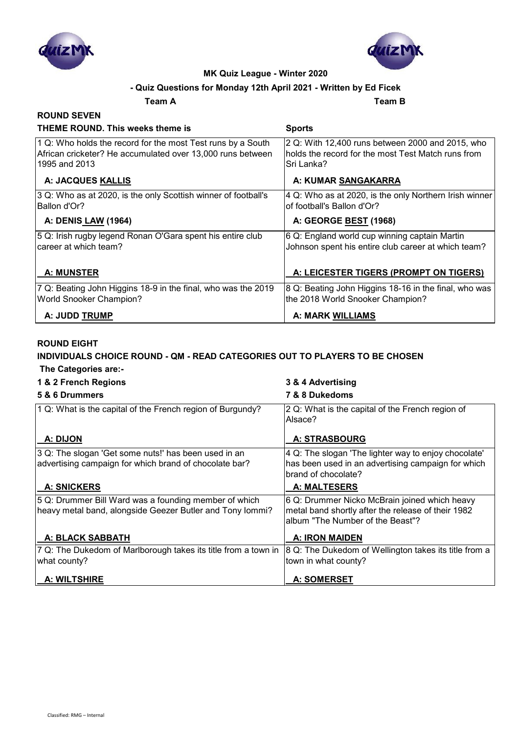**MK Quiz League - Winter 2020**

**- Quiz Questions for Monday 12th April 2021 - Written by Ed Ficek**

| **Team A** | **Team B** |
|---|---|
| **ROUND SEVEN** | |
| **THEME ROUND. This weeks theme is** | **Sports** |
| 1 Q: Who holds the record for the most Test runs by a South African cricketer? He accumulated over 13,000 runs between 1995 and 2013 | 2 Q: With 12,400 runs between 2000 and 2015, who holds the record for the most Test Match runs from Sri Lanka? |
| **A: JACQUES KALLIS** | **A: KUMAR SANGAKARRA** |
| 3 Q: Who as at 2020, is the only Scottish winner of football's Ballon d'Or? | 4 Q: Who as at 2020, is the only Northern Irish winner of football's Ballon d'Or? |
| **A: DENIS LAW (1964)** | **A: GEORGE BEST (1968)** |
| 5 Q: Irish rugby legend Ronan O'Gara spent his entire club career at which team? | 6 Q: England world cup winning captain Martin Johnson spent his entire club career at which team? |
| **A: MUNSTER** | **A: LEICESTER TIGERS (PROMPT ON TIGERS)** |
| 7 Q: Beating John Higgins 18-9 in the final, who was the 2019 World Snooker Champion? | 8 Q: Beating John Higgins 18-16 in the final, who was the 2018 World Snooker Champion? |
| **A: JUDD TRUMP** | **A: MARK WILLIAMS** |

**ROUND EIGHT**

**INDIVIDUALS CHOICE ROUND - QM - READ CATEGORIES OUT TO PLAYERS TO BE CHOSEN**

**The Categories are:-**

| | |
|---|---|
| **1 & 2 French Regions** | **3 & 4 Advertising** |
| **5 & 6 Drummers** | **7 & 8 Dukedoms** |
| 1 Q: What is the capital of the French region of Burgundy? | 2 Q: What is the capital of the French region of Alsace? |
| **A: DIJON** | **A: STRASBOURG** |
| 3 Q: The slogan 'Get some nuts!' has been used in an advertising campaign for which brand of chocolate bar? | 4 Q: The slogan 'The lighter way to enjoy chocolate' has been used in an advertising campaign for which brand of chocolate? |
| **A: SNICKERS** | **A: MALTESERS** |
| 5 Q: Drummer Bill Ward was a founding member of which heavy metal band, alongside Geezer Butler and Tony Iommi? | 6 Q: Drummer Nicko McBrain joined which heavy metal band shortly after the release of their 1982 album "The Number of the Beast"? |
| **A: BLACK SABBATH** | **A: IRON MAIDEN** |
| 7 Q: The Dukedom of Marlborough takes its title from a town in what county? | 8 Q: The Dukedom of Wellington takes its title from a town in what county? |
| **A: WILTSHIRE** | **A: SOMERSET** |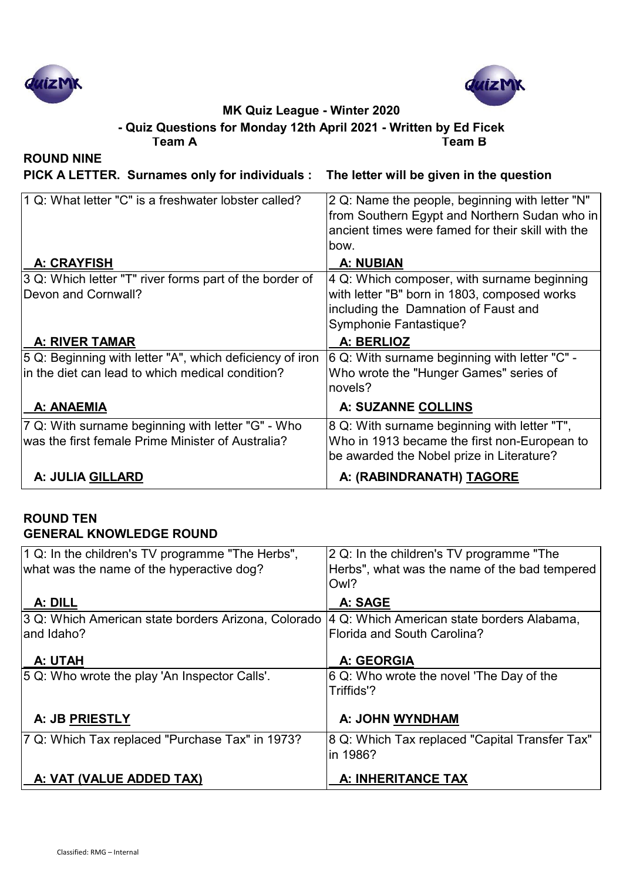**MK Quiz League - Winter 2020**

**- Quiz Questions for Monday 12th April 2021 - Written by Ed Ficek**

| **Team A** | **Team B** |
|---|---|

## ROUND NINE

**PICK A LETTER. Surnames only for individuals : The letter will be given in the question**

| | |
|---|---|
| 1 Q: What letter "C" is a freshwater lobster called?<br><br>**A: CRAYFISH** | 2 Q: Name the people, beginning with letter "N" from Southern Egypt and Northern Sudan who in ancient times were famed for their skill with the bow.<br><br>**A: NUBIAN** |
| 3 Q: Which letter "T" river forms part of the border of Devon and Cornwall?<br><br>**A: RIVER TAMAR** | 4 Q: Which composer, with surname beginning with letter "B" born in 1803, composed works including the Damnation of Faust and Symphonie Fantastique?<br><br>**A: BERLIOZ** |
| 5 Q: Beginning with letter "A", which deficiency of iron in the diet can lead to which medical condition?<br><br>**A: ANAEMIA** | 6 Q: With surname beginning with letter "C" - Who wrote the "Hunger Games" series of novels?<br><br>**A: SUZANNE COLLINS** |
| 7 Q: With surname beginning with letter "G" - Who was the first female Prime Minister of Australia?<br><br>**A: JULIA GILLARD** | 8 Q: With surname beginning with letter "T", Who in 1913 became the first non-European to be awarded the Nobel prize in Literature?<br><br>**A: (RABINDRANATH) TAGORE** |

## ROUND TEN

**GENERAL KNOWLEDGE ROUND**

| | |
|---|---|
| 1 Q: In the children's TV programme "The Herbs", what was the name of the hyperactive dog?<br><br>**A: DILL** | 2 Q: In the children's TV programme "The Herbs", what was the name of the bad tempered Owl?<br><br>**A: SAGE** |
| 3 Q: Which American state borders Arizona, Colorado and Idaho?<br><br>**A: UTAH** | 4 Q: Which American state borders Alabama, Florida and South Carolina?<br><br>**A: GEORGIA** |
| 5 Q: Who wrote the play 'An Inspector Calls'.<br><br>**A: JB PRIESTLY** | 6 Q: Who wrote the novel 'The Day of the Triffids'?<br><br>**A: JOHN WYNDHAM** |
| 7 Q: Which Tax replaced "Purchase Tax" in 1973?<br><br>**A: VAT (VALUE ADDED TAX)** | 8 Q: Which Tax replaced "Capital Transfer Tax" in 1986?<br><br>**A: INHERITANCE TAX** |

Classified: RMG – Internal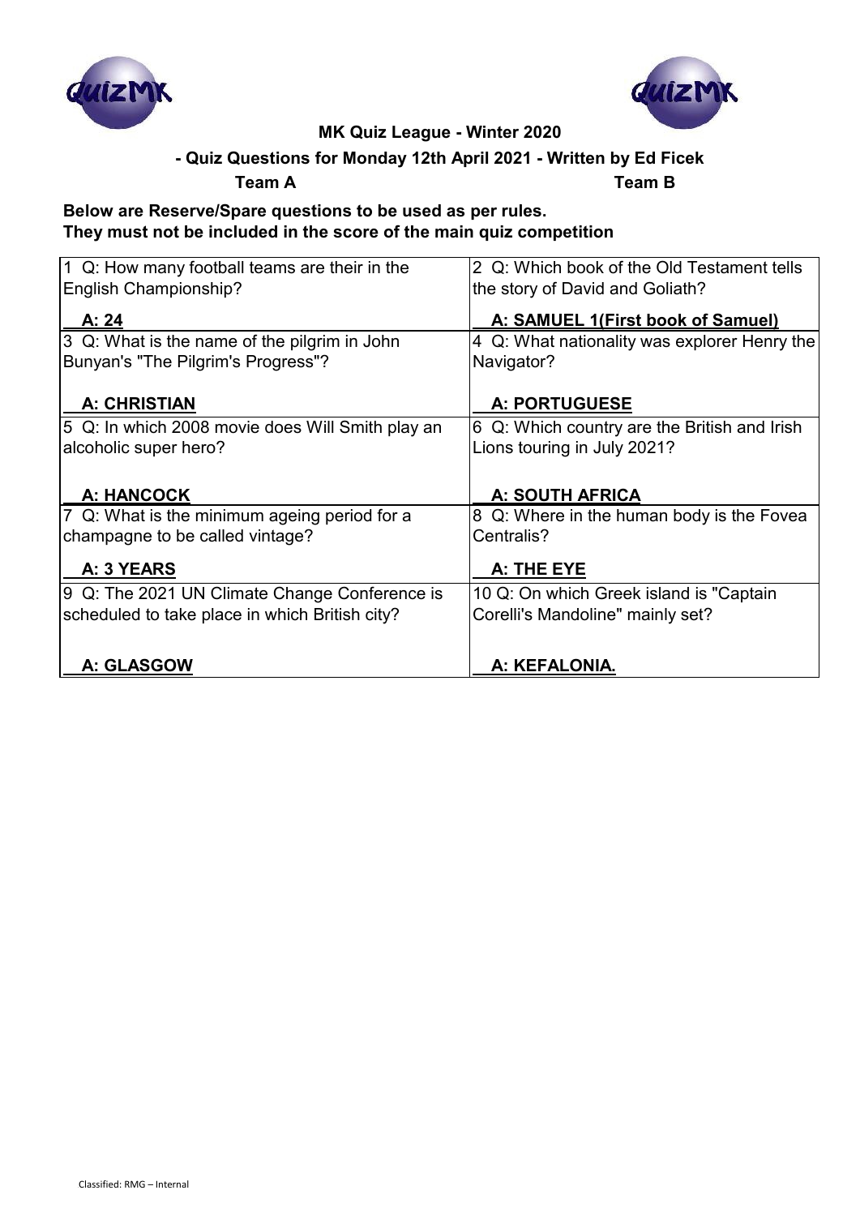**MK Quiz League - Winter 2020**

**- Quiz Questions for Monday 12th April 2021 - Written by Ed Ficek**

**Team A** **Team B**

**Below are Reserve/Spare questions to be used as per rules.**
**They must not be included in the score of the main quiz competition**

| | |
|---|---|
| 1 Q: How many football teams are their in the English Championship?<br><br>**A: 24** | 2 Q: Which book of the Old Testament tells the story of David and Goliath?<br><br>**A: SAMUEL 1(First book of Samuel)** |
| 3 Q: What is the name of the pilgrim in John Bunyan's "The Pilgrim's Progress"?<br><br>**A: CHRISTIAN** | 4 Q: What nationality was explorer Henry the Navigator?<br><br>**A: PORTUGUESE** |
| 5 Q: In which 2008 movie does Will Smith play an alcoholic super hero?<br><br>**A: HANCOCK** | 6 Q: Which country are the British and Irish Lions touring in July 2021?<br><br>**A: SOUTH AFRICA** |
| 7 Q: What is the minimum ageing period for a champagne to be called vintage?<br><br>**A: 3 YEARS** | 8 Q: Where in the human body is the Fovea Centralis?<br><br>**A: THE EYE** |
| 9 Q: The 2021 UN Climate Change Conference is scheduled to take place in which British city?<br><br>**A: GLASGOW** | 10 Q: On which Greek island is "Captain Corelli's Mandoline" mainly set?<br><br>**A: KEFALONIA.** |

Classified: RMG – Internal